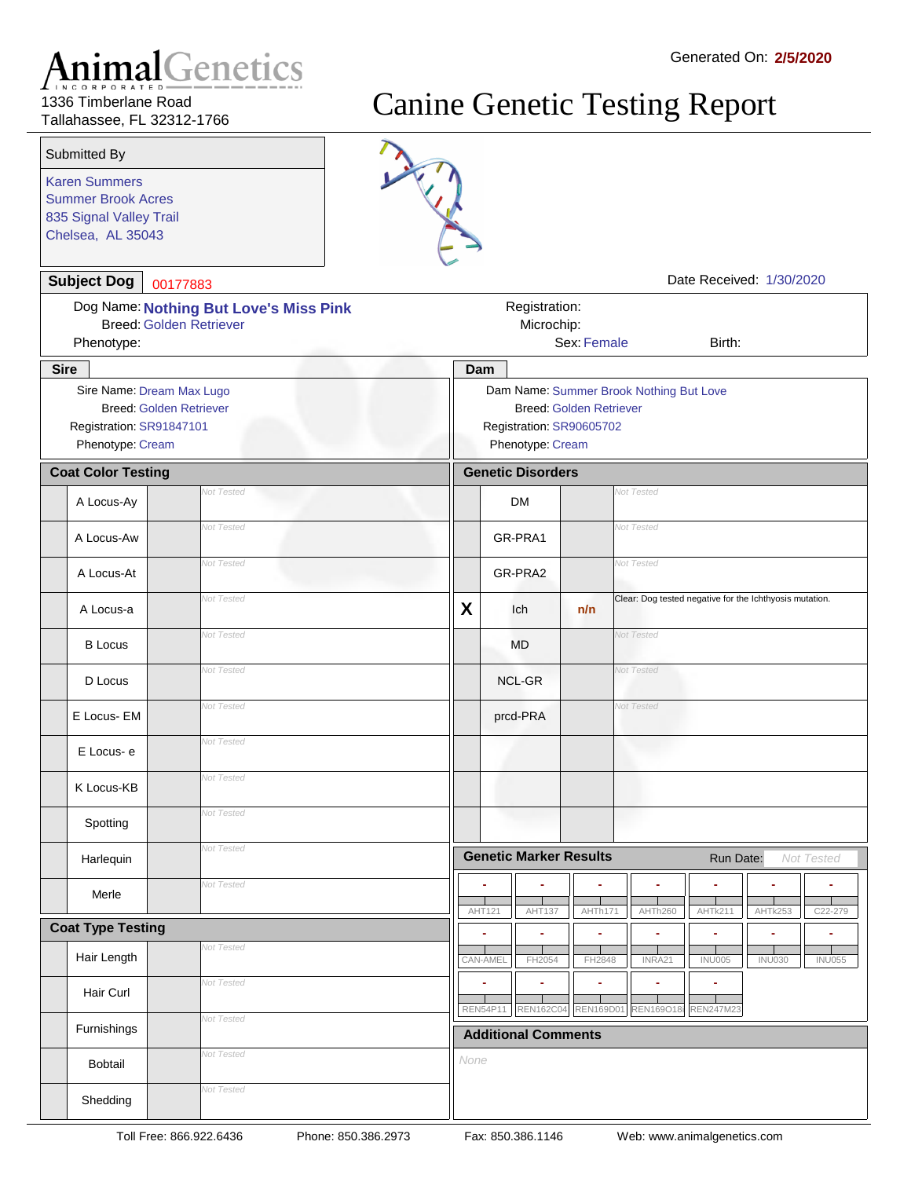# AnimalGenetics

INCORPORATED

1336 Timberlane Road
Tallahassee, FL 32312-1766

Generated On: **2/5/2020**

# Canine Genetic Testing Report

**Submitted By**

Karen Summers
Summer Brook Acres
835 Signal Valley Trail
Chelsea, AL 35043

**Subject Dog** 00177883

Date Received: 1/30/2020

Dog Name: **Nothing But Love's Miss Pink**
Breed: Golden Retriever
Phenotype:

Registration:
Microchip:
Sex: Female
Birth:

**Sire**

Sire Name: Dream Max Lugo
Breed: Golden Retriever
Registration: SR91847101
Phenotype: Cream

**Dam**

Dam Name: Summer Brook Nothing But Love
Breed: Golden Retriever
Registration: SR90605702
Phenotype: Cream

## Coat Color Testing

| | | | |
|---|---|---|---|
| | A Locus-Ay | | *Not Tested* |
| | A Locus-Aw | | *Not Tested* |
| | A Locus-At | | *Not Tested* |
| | A Locus-a | | *Not Tested* |
| | B Locus | | *Not Tested* |
| | D Locus | | *Not Tested* |
| | E Locus- EM | | *Not Tested* |
| | E Locus- e | | *Not Tested* |
| | K Locus-KB | | *Not Tested* |
| | Spotting | | *Not Tested* |
| | Harlequin | | *Not Tested* |
| | Merle | | *Not Tested* |

## Coat Type Testing

| | | | |
|---|---|---|---|
| | Hair Length | | *Not Tested* |
| | Hair Curl | | *Not Tested* |
| | Furnishings | | *Not Tested* |
| | Bobtail | | *Not Tested* |
| | Shedding | | *Not Tested* |

## Genetic Disorders

| | | | |
|---|---|---|---|
| | DM | | *Not Tested* |
| | GR-PRA1 | | *Not Tested* |
| | GR-PRA2 | | *Not Tested* |
| **X** | Ich | **n/n** | Clear: Dog tested negative for the Ichthyosis mutation. |
| | MD | | *Not Tested* |
| | NCL-GR | | *Not Tested* |
| | prcd-PRA | | *Not Tested* |

## Genetic Marker Results

Run Date: *Not Tested*

| AHT121 | AHT137 | AHTh171 | AHTh260 | AHTk211 | AHTk253 | C22-279 |
|---|---|---|---|---|---|---|
| - | - | - | - | - | - | - |

| CAN-AMEL | FH2054 | FH2848 | INRA21 | INU005 | INU030 | INU055 |
|---|---|---|---|---|---|---|
| - | - | - | - | - | - | - |

| REN54P11 | REN162C04 | REN169D01 | REN169O18 | REN247M23 |
|---|---|---|---|---|
| - | - | - | - | - |

## Additional Comments

*None*

Toll Free: 866.922.6436 Phone: 850.386.2973 Fax: 850.386.1146 Web: www.animalgenetics.com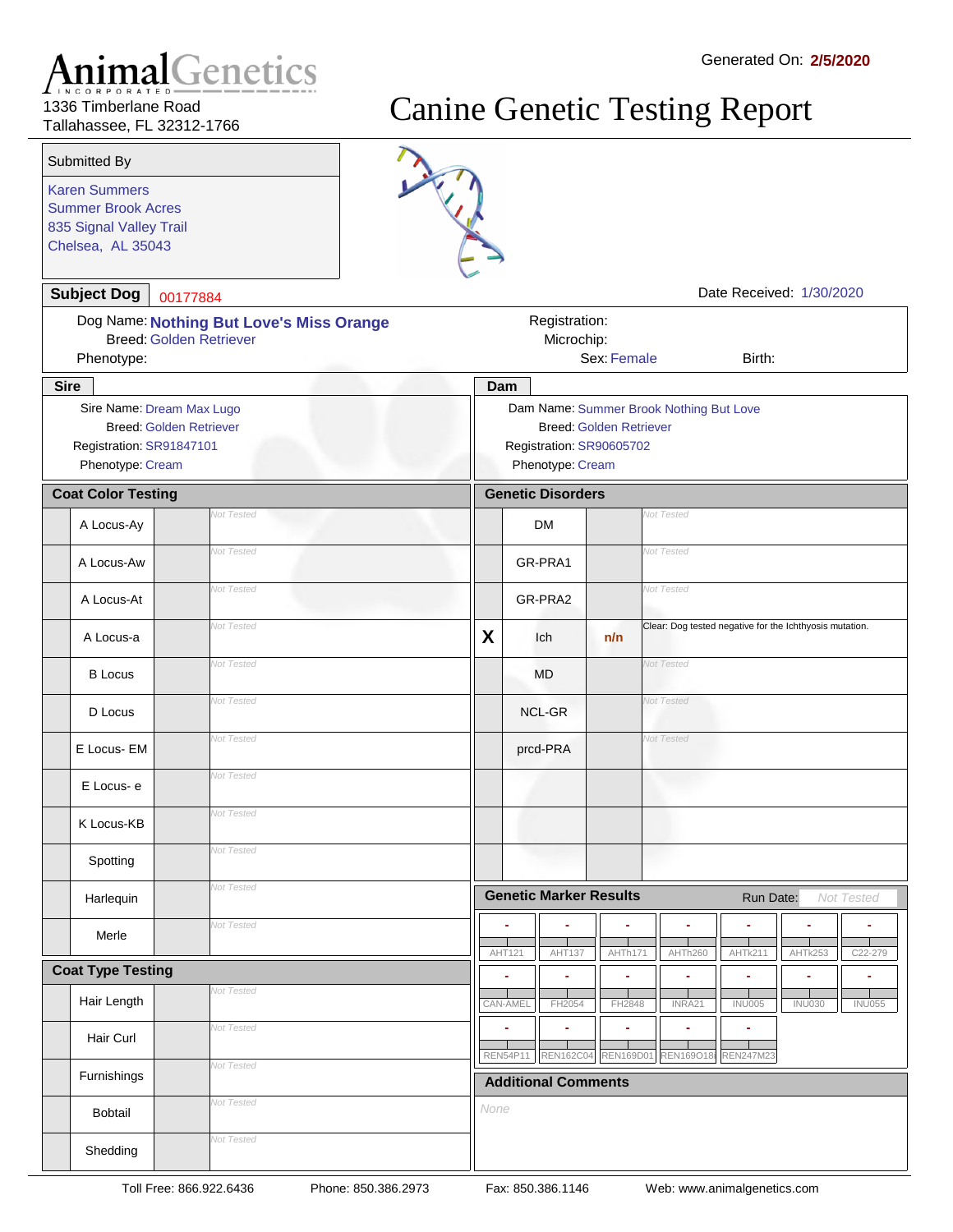# AnimalGenetics INCORPORATED

1336 Timberlane Road
Tallahassee, FL 32312-1766

Generated On: **2/5/2020**

# Canine Genetic Testing Report

**Submitted By**

Karen Summers
Summer Brook Acres
835 Signal Valley Trail
Chelsea, AL 35043

**Subject Dog** 00177884

Date Received: 1/30/2020

Dog Name: **Nothing But Love's Miss Orange**
Breed: Golden Retriever
Phenotype:

Registration:
Microchip:
Sex: Female
Birth:

## Sire

Sire Name: Dream Max Lugo
Breed: Golden Retriever
Registration: SR91847101
Phenotype: Cream

## Dam

Dam Name: Summer Brook Nothing But Love
Breed: Golden Retriever
Registration: SR90605702
Phenotype: Cream

## Coat Color Testing

| | | | |
|---|---|---|---|
| | A Locus-Ay | | Not Tested |
| | A Locus-Aw | | Not Tested |
| | A Locus-At | | Not Tested |
| | A Locus-a | | Not Tested |
| | B Locus | | Not Tested |
| | D Locus | | Not Tested |
| | E Locus- EM | | Not Tested |
| | E Locus- e | | Not Tested |
| | K Locus-KB | | Not Tested |
| | Spotting | | Not Tested |
| | Harlequin | | Not Tested |
| | Merle | | Not Tested |

## Coat Type Testing

| | | | |
|---|---|---|---|
| | Hair Length | | Not Tested |
| | Hair Curl | | Not Tested |
| | Furnishings | | Not Tested |
| | Bobtail | | Not Tested |
| | Shedding | | Not Tested |

## Genetic Disorders

| | | | |
|---|---|---|---|
| | DM | | Not Tested |
| | GR-PRA1 | | Not Tested |
| | GR-PRA2 | | Not Tested |
| X | Ich | n/n | Clear: Dog tested negative for the Ichthyosis mutation. |
| | MD | | Not Tested |
| | NCL-GR | | Not Tested |
| | prcd-PRA | | Not Tested |

## Genetic Marker Results

Run Date: Not Tested

| | | | | | | |
|---|---|---|---|---|---|---|
| AHT121: - | AHT137: - | AHTh171: - | AHTh260: - | AHTk211: - | AHTk253: - | C22-279: - |
| CAN-AMEL: - | FH2054: - | FH2848: - | INRA21: - | INU005: - | INU030: - | INU055: - |
| REN54P11: - | REN162C04: - | REN169D01: - | REN169O18: - | REN247M23: - | | |

## Additional Comments

None

Toll Free: 866.922.6436 Phone: 850.386.2973 Fax: 850.386.1146 Web: www.animalgenetics.com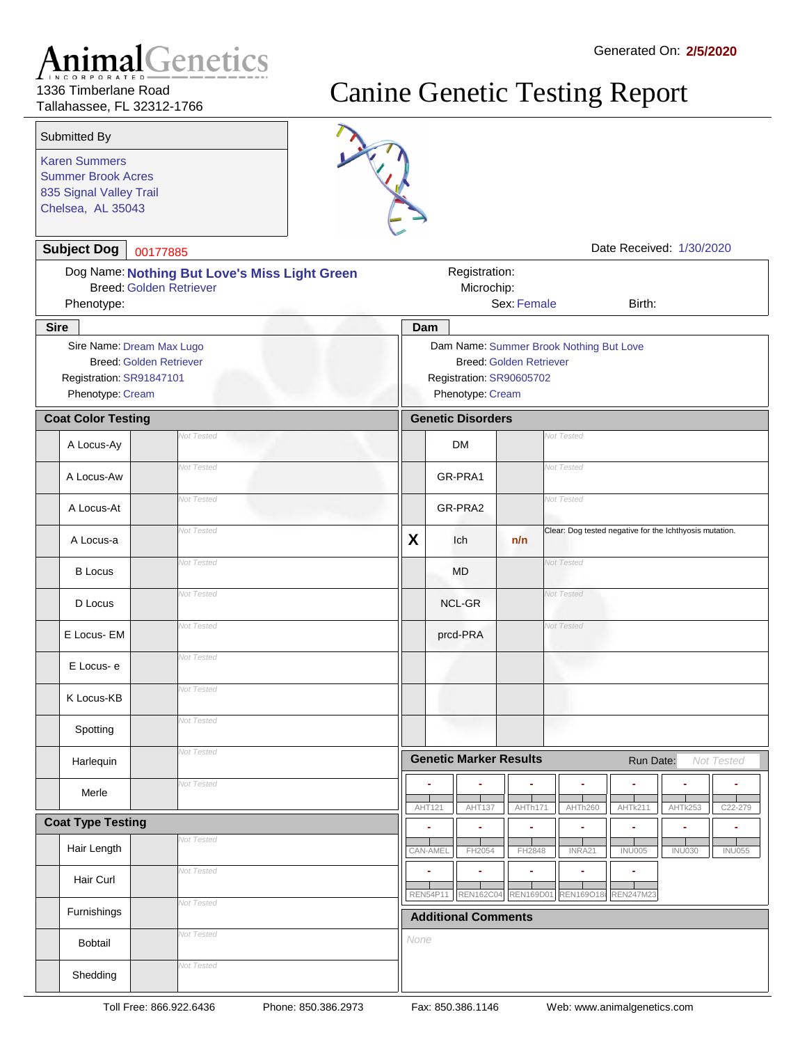# AnimalGenetics INCORPORATED

1336 Timberlane Road
Tallahassee, FL 32312-1766

Generated On: **2/5/2020**

# Canine Genetic Testing Report

**Submitted By**

Karen Summers
Summer Brook Acres
835 Signal Valley Trail
Chelsea, AL 35043

**Subject Dog** 00177885

Date Received: 1/30/2020

Dog Name: **Nothing But Love's Miss Light Green**
Breed: Golden Retriever
Phenotype:
Registration:
Microchip:
Sex: Female
Birth:

## Sire

Sire Name: Dream Max Lugo
Breed: Golden Retriever
Registration: SR91847101
Phenotype: Cream

## Dam

Dam Name: Summer Brook Nothing But Love
Breed: Golden Retriever
Registration: SR90605702
Phenotype: Cream

## Coat Color Testing

| | | | |
|---|---|---|---|
| | A Locus-Ay | | Not Tested |
| | A Locus-Aw | | Not Tested |
| | A Locus-At | | Not Tested |
| | A Locus-a | | Not Tested |
| | B Locus | | Not Tested |
| | D Locus | | Not Tested |
| | E Locus- EM | | Not Tested |
| | E Locus- e | | Not Tested |
| | K Locus-KB | | Not Tested |
| | Spotting | | Not Tested |
| | Harlequin | | Not Tested |
| | Merle | | Not Tested |

## Coat Type Testing

| | | | |
|---|---|---|---|
| | Hair Length | | Not Tested |
| | Hair Curl | | Not Tested |
| | Furnishings | | Not Tested |
| | Bobtail | | Not Tested |
| | Shedding | | Not Tested |

## Genetic Disorders

| | | | |
|---|---|---|---|
| | DM | | Not Tested |
| | GR-PRA1 | | Not Tested |
| | GR-PRA2 | | Not Tested |
| X | Ich | n/n | Clear: Dog tested negative for the Ichthyosis mutation. |
| | MD | | Not Tested |
| | NCL-GR | | Not Tested |
| | prcd-PRA | | Not Tested |

## Genetic Marker Results

Run Date: Not Tested

| | | | | | | |
|---|---|---|---|---|---|---|
| - | - | - | - | - | - | - |
| AHT121 | AHT137 | AHTh171 | AHTh260 | AHTk211 | AHTk253 | C22-279 |
| - | - | - | - | - | - | - |
| CAN-AMEL | FH2054 | FH2848 | INRA21 | INU005 | INU030 | INU055 |
| - | - | - | - | - | | |
| REN54P11 | REN162C04 | REN169D01 | REN169O18 | REN247M23 | | |

## Additional Comments

None

Toll Free: 866.922.6436 Phone: 850.386.2973 Fax: 850.386.1146 Web: www.animalgenetics.com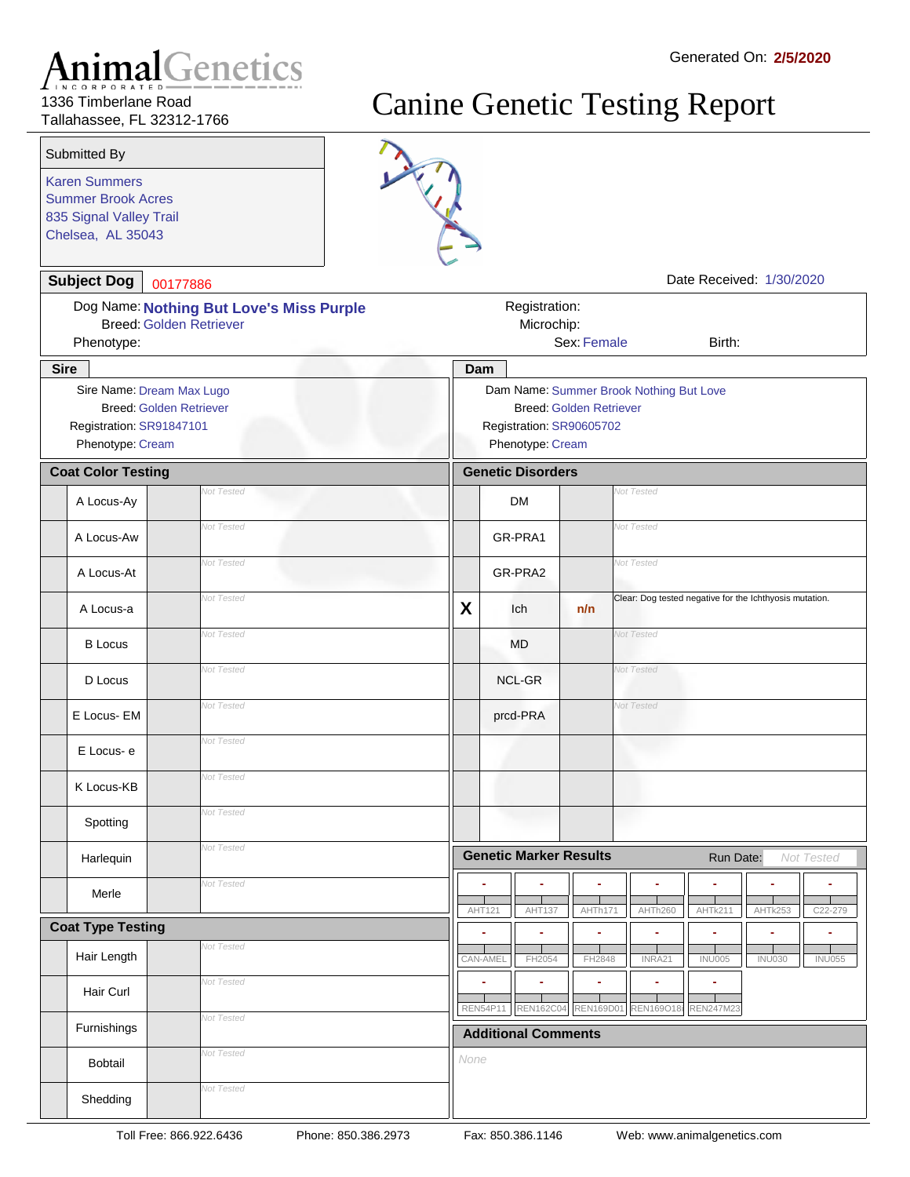**AnimalGenetics** INCORPORATED
1336 Timberlane Road
Tallahassee, FL 32312-1766

Generated On: **2/5/2020**

# Canine Genetic Testing Report

**Submitted By**

Karen Summers
Summer Brook Acres
835 Signal Valley Trail
Chelsea, AL 35043

**Subject Dog** 00177886

Date Received: 1/30/2020

Dog Name: **Nothing But Love's Miss Purple**
Breed: Golden Retriever
Phenotype:

Registration:
Microchip:
Sex: Female
Birth:

**Sire**

Sire Name: Dream Max Lugo
Breed: Golden Retriever
Registration: SR91847101
Phenotype: Cream

**Dam**

Dam Name: Summer Brook Nothing But Love
Breed: Golden Retriever
Registration: SR90605702
Phenotype: Cream

## Coat Color Testing

| | Test | Result | Comments |
|---|---|---|---|
| | A Locus-Ay | | Not Tested |
| | A Locus-Aw | | Not Tested |
| | A Locus-At | | Not Tested |
| | A Locus-a | | Not Tested |
| | B Locus | | Not Tested |
| | D Locus | | Not Tested |
| | E Locus- EM | | Not Tested |
| | E Locus- e | | Not Tested |
| | K Locus-KB | | Not Tested |
| | Spotting | | Not Tested |
| | Harlequin | | Not Tested |
| | Merle | | Not Tested |

## Coat Type Testing

| | Test | Result | Comments |
|---|---|---|---|
| | Hair Length | | Not Tested |
| | Hair Curl | | Not Tested |
| | Furnishings | | Not Tested |
| | Bobtail | | Not Tested |
| | Shedding | | Not Tested |

## Genetic Disorders

| | Test | Result | Comments |
|---|---|---|---|
| | DM | | Not Tested |
| | GR-PRA1 | | Not Tested |
| | GR-PRA2 | | Not Tested |
| X | Ich | n/n | Clear: Dog tested negative for the Ichthyosis mutation. |
| | MD | | Not Tested |
| | NCL-GR | | Not Tested |
| | prcd-PRA | | Not Tested |

## Genetic Marker Results

Run Date: Not Tested

| AHT121 | AHT137 | AHTh171 | AHTh260 | AHTk211 | AHTk253 | C22-279 |
|---|---|---|---|---|---|---|
| - | - | - | - | - | - | - |

| CAN-AMEL | FH2054 | FH2848 | INRA21 | INU005 | INU030 | INU055 |
|---|---|---|---|---|---|---|
| - | - | - | - | - | - | - |

| REN54P11 | REN162C04 | REN169D01 | REN169O18 | REN247M23 |
|---|---|---|---|---|
| - | - | - | - | - |

## Additional Comments

None

Toll Free: 866.922.6436    Phone: 850.386.2973    Fax: 850.386.1146    Web: www.animalgenetics.com